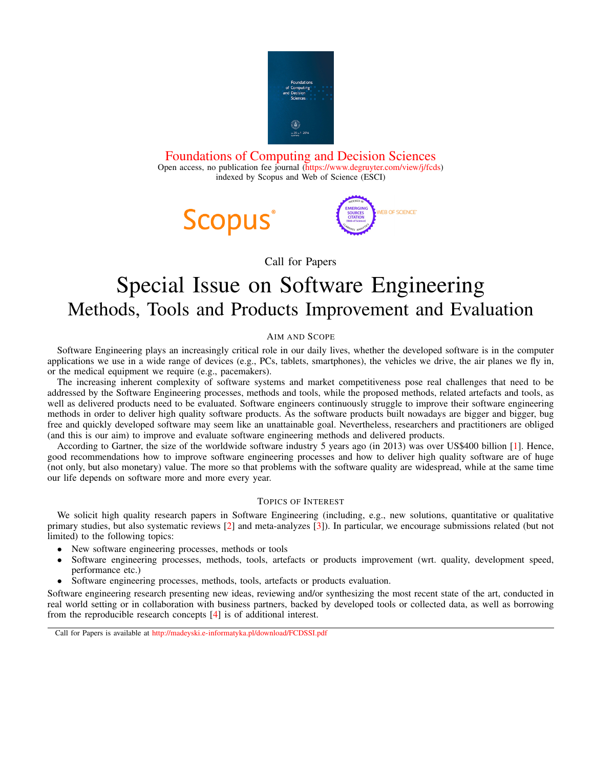Foundations of Computing and Decision Sciences

Open access, no publication fee journal (https://www.degruyter.com/view/j/fcds)
indexed by Scopus and Web of Science (ESCI)

Call for Papers

# Special Issue on Software Engineering
## Methods, Tools and Products Improvement and Evaluation

### Aim and Scope

Software Engineering plays an increasingly critical role in our daily lives, whether the developed software is in the computer applications we use in a wide range of devices (e.g., PCs, tablets, smartphones), the vehicles we drive, the air planes we fly in, or the medical equipment we require (e.g., pacemakers).

The increasing inherent complexity of software systems and market competitiveness pose real challenges that need to be addressed by the Software Engineering processes, methods and tools, while the proposed methods, related artefacts and tools, as well as delivered products need to be evaluated. Software engineers continuously struggle to improve their software engineering methods in order to deliver high quality software products. As the software products built nowadays are bigger and bigger, bug free and quickly developed software may seem like an unattainable goal. Nevertheless, researchers and practitioners are obliged (and this is our aim) to improve and evaluate software engineering methods and delivered products.

According to Gartner, the size of the worldwide software industry 5 years ago (in 2013) was over US$400 billion [1]. Hence, good recommendations how to improve software engineering processes and how to deliver high quality software are of huge (not only, but also monetary) value. The more so that problems with the software quality are widespread, while at the same time our life depends on software more and more every year.

### Topics of Interest

We solicit high quality research papers in Software Engineering (including, e.g., new solutions, quantitative or qualitative primary studies, but also systematic reviews [2] and meta-analyzes [3]). In particular, we encourage submissions related (but not limited) to the following topics:

- New software engineering processes, methods or tools
- Software engineering processes, methods, tools, artefacts or products improvement (wrt. quality, development speed, performance etc.)
- Software engineering processes, methods, tools, artefacts or products evaluation.

Software engineering research presenting new ideas, reviewing and/or synthesizing the most recent state of the art, conducted in real world setting or in collaboration with business partners, backed by developed tools or collected data, as well as borrowing from the reproducible research concepts [4] is of additional interest.

Call for Papers is available at http://madeyski.e-informatyka.pl/download/FCDSSI.pdf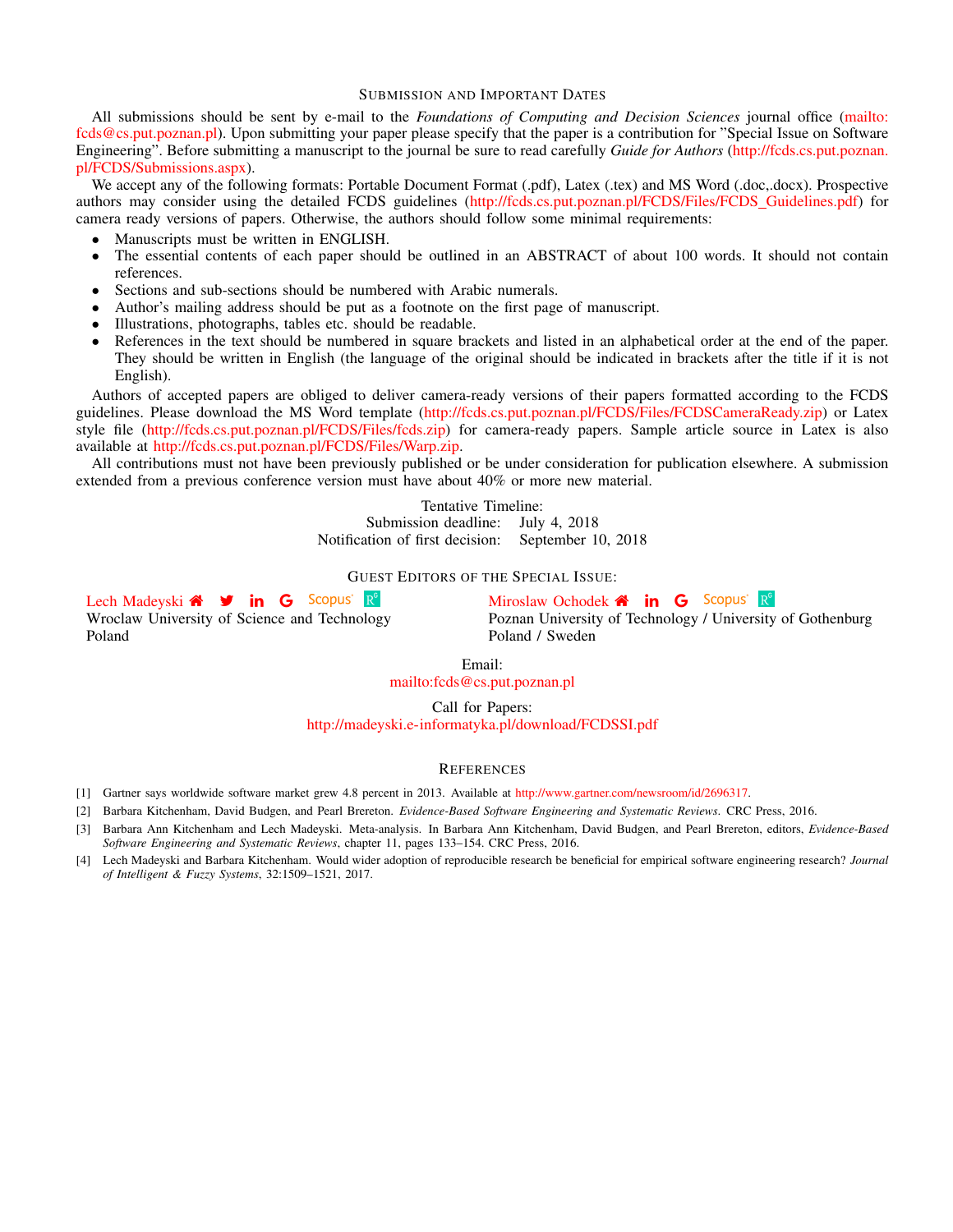## Submission and Important Dates

All submissions should be sent by e-mail to the *Foundations of Computing and Decision Sciences* journal office (mailto:fcds@cs.put.poznan.pl). Upon submitting your paper please specify that the paper is a contribution for "Special Issue on Software Engineering". Before submitting a manuscript to the journal be sure to read carefully *Guide for Authors* (http://fcds.cs.put.poznan.pl/FCDS/Submissions.aspx).

We accept any of the following formats: Portable Document Format (.pdf), Latex (.tex) and MS Word (.doc,.docx). Prospective authors may consider using the detailed FCDS guidelines (http://fcds.cs.put.poznan.pl/FCDS/Files/FCDS_Guidelines.pdf) for camera ready versions of papers. Otherwise, the authors should follow some minimal requirements:

- Manuscripts must be written in ENGLISH.
- The essential contents of each paper should be outlined in an ABSTRACT of about 100 words. It should not contain references.
- Sections and sub-sections should be numbered with Arabic numerals.
- Author's mailing address should be put as a footnote on the first page of manuscript.
- Illustrations, photographs, tables etc. should be readable.
- References in the text should be numbered in square brackets and listed in an alphabetical order at the end of the paper. They should be written in English (the language of the original should be indicated in brackets after the title if it is not English).

Authors of accepted papers are obliged to deliver camera-ready versions of their papers formatted according to the FCDS guidelines. Please download the MS Word template (http://fcds.cs.put.poznan.pl/FCDS/Files/FCDSCameraReady.zip) or Latex style file (http://fcds.cs.put.poznan.pl/FCDS/Files/fcds.zip) for camera-ready papers. Sample article source in Latex is also available at http://fcds.cs.put.poznan.pl/FCDS/Files/Warp.zip.

All contributions must not have been previously published or be under consideration for publication elsewhere. A submission extended from a previous conference version must have about 40% or more new material.

Tentative Timeline:

| | |
|---|---|
| Submission deadline: | July 4, 2018 |
| Notification of first decision: | September 10, 2018 |

## Guest Editors of the Special Issue:

Lech Madeyski
Wroclaw University of Science and Technology
Poland

Miroslaw Ochodek
Poznan University of Technology / University of Gothenburg
Poland / Sweden

Email:
mailto:fcds@cs.put.poznan.pl

Call for Papers:
http://madeyski.e-informatyka.pl/download/FCDSSI.pdf

## References

[1] Gartner says worldwide software market grew 4.8 percent in 2013. Available at http://www.gartner.com/newsroom/id/2696317.

[2] Barbara Kitchenham, David Budgen, and Pearl Brereton. *Evidence-Based Software Engineering and Systematic Reviews*. CRC Press, 2016.

[3] Barbara Ann Kitchenham and Lech Madeyski. Meta-analysis. In Barbara Ann Kitchenham, David Budgen, and Pearl Brereton, editors, *Evidence-Based Software Engineering and Systematic Reviews*, chapter 11, pages 133–154. CRC Press, 2016.

[4] Lech Madeyski and Barbara Kitchenham. Would wider adoption of reproducible research be beneficial for empirical software engineering research? *Journal of Intelligent & Fuzzy Systems*, 32:1509–1521, 2017.